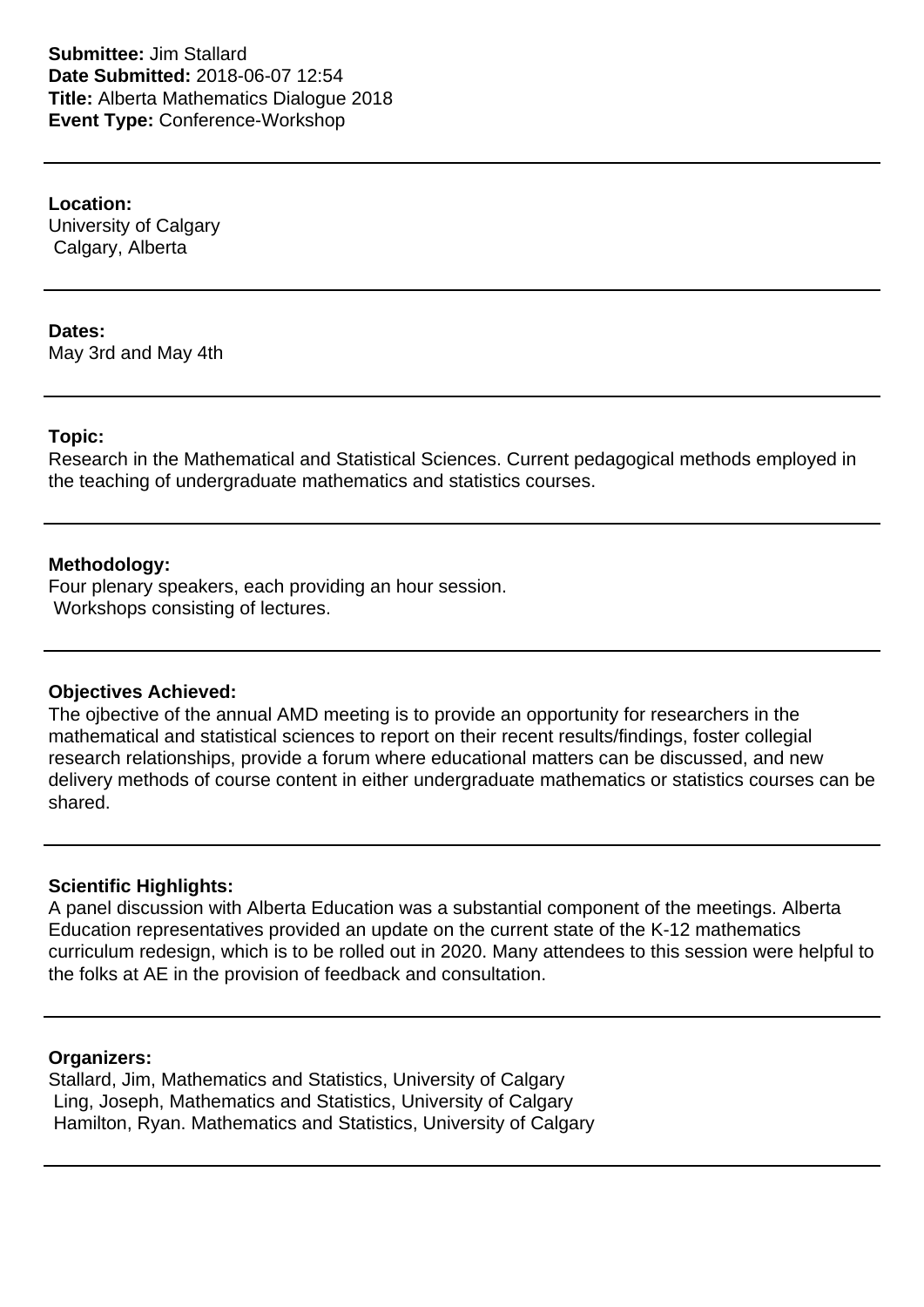**Submittee:** Jim Stallard
**Date Submitted:** 2018-06-07 12:54
**Title:** Alberta Mathematics Dialogue 2018
**Event Type:** Conference-Workshop

---

**Location:**
University of Calgary
Calgary, Alberta

---

**Dates:**
May 3rd and May 4th

---

**Topic:**
Research in the Mathematical and Statistical Sciences. Current pedagogical methods employed in the teaching of undergraduate mathematics and statistics courses.

---

**Methodology:**
Four plenary speakers, each providing an hour session.
Workshops consisting of lectures.

---

**Objectives Achieved:**
The ojbective of the annual AMD meeting is to provide an opportunity for researchers in the mathematical and statistical sciences to report on their recent results/findings, foster collegial research relationships, provide a forum where educational matters can be discussed, and new delivery methods of course content in either undergraduate mathematics or statistics courses can be shared.

---

**Scientific Highlights:**
A panel discussion with Alberta Education was a substantial component of the meetings. Alberta Education representatives provided an update on the current state of the K-12 mathematics curriculum redesign, which is to be rolled out in 2020. Many attendees to this session were helpful to the folks at AE in the provision of feedback and consultation.

---

**Organizers:**
Stallard, Jim, Mathematics and Statistics, University of Calgary
Ling, Joseph, Mathematics and Statistics, University of Calgary
Hamilton, Ryan. Mathematics and Statistics, University of Calgary

---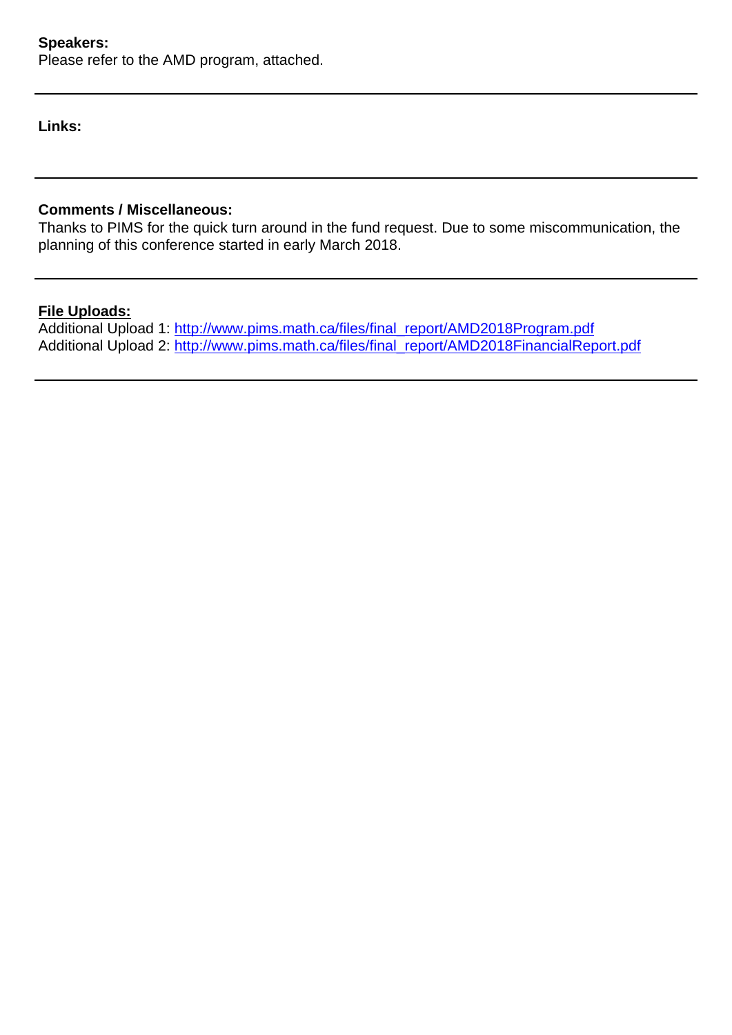**Speakers:**
Please refer to the AMD program, attached.

---

**Links:**

---

**Comments / Miscellaneous:**
Thanks to PIMS for the quick turn around in the fund request. Due to some miscommunication, the planning of this conference started in early March 2018.

---

**File Uploads:**
Additional Upload 1: http://www.pims.math.ca/files/final_report/AMD2018Program.pdf
Additional Upload 2: http://www.pims.math.ca/files/final_report/AMD2018FinancialReport.pdf

---